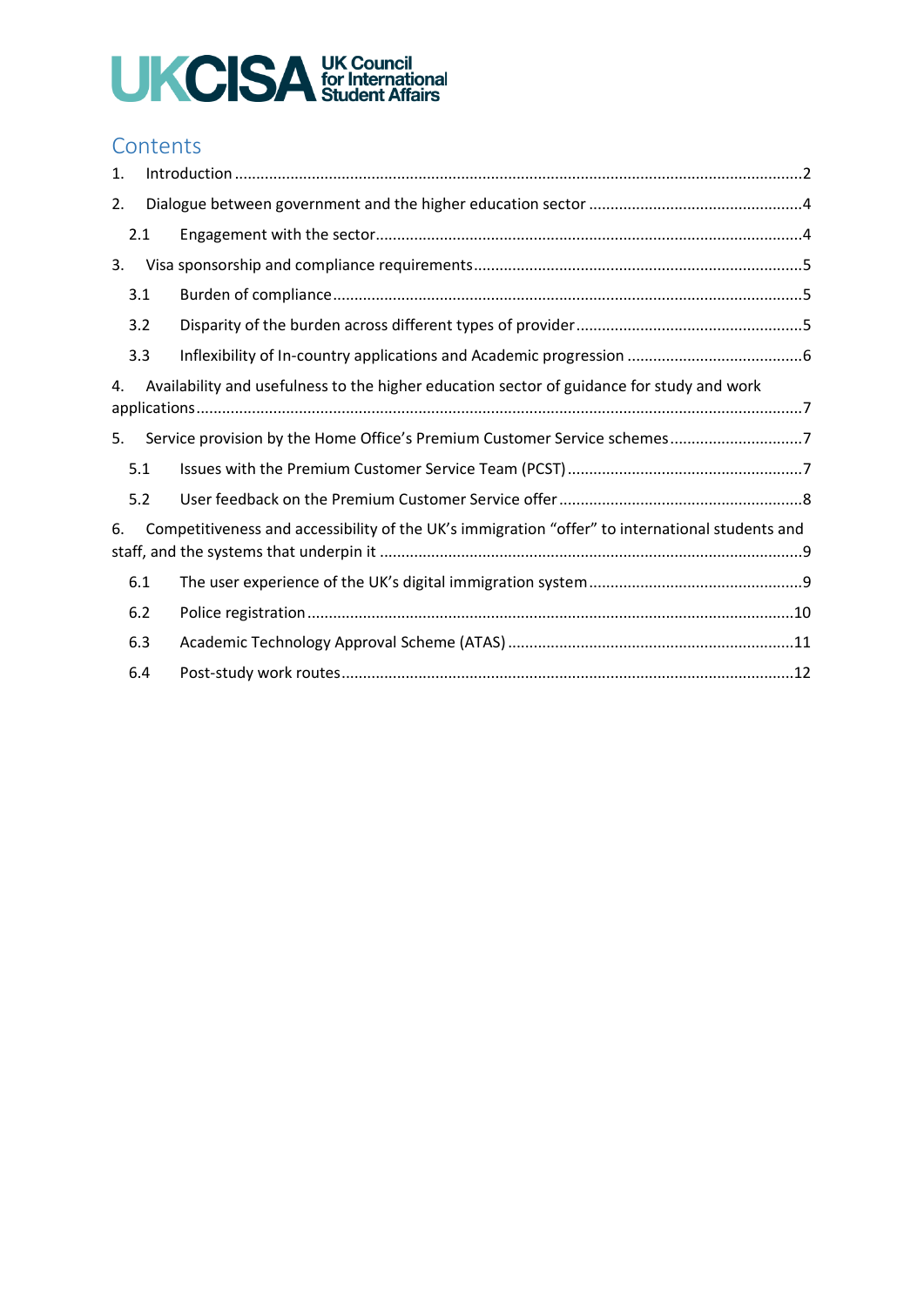UKCISA UK Council for International Student Affairs

## Contents

1. Introduction ....2
2. Dialogue between government and the higher education sector ....4
   - 2.1 Engagement with the sector ....4
3. Visa sponsorship and compliance requirements ....5
   - 3.1 Burden of compliance ....5
   - 3.2 Disparity of the burden across different types of provider ....5
   - 3.3 Inflexibility of In-country applications and Academic progression ....6
4. Availability and usefulness to the higher education sector of guidance for study and work applications ....7
5. Service provision by the Home Office's Premium Customer Service schemes ....7
   - 5.1 Issues with the Premium Customer Service Team (PCST) ....7
   - 5.2 User feedback on the Premium Customer Service offer ....8
6. Competitiveness and accessibility of the UK's immigration "offer" to international students and staff, and the systems that underpin it ....9
   - 6.1 The user experience of the UK's digital immigration system ....9
   - 6.2 Police registration ....10
   - 6.3 Academic Technology Approval Scheme (ATAS) ....11
   - 6.4 Post-study work routes ....12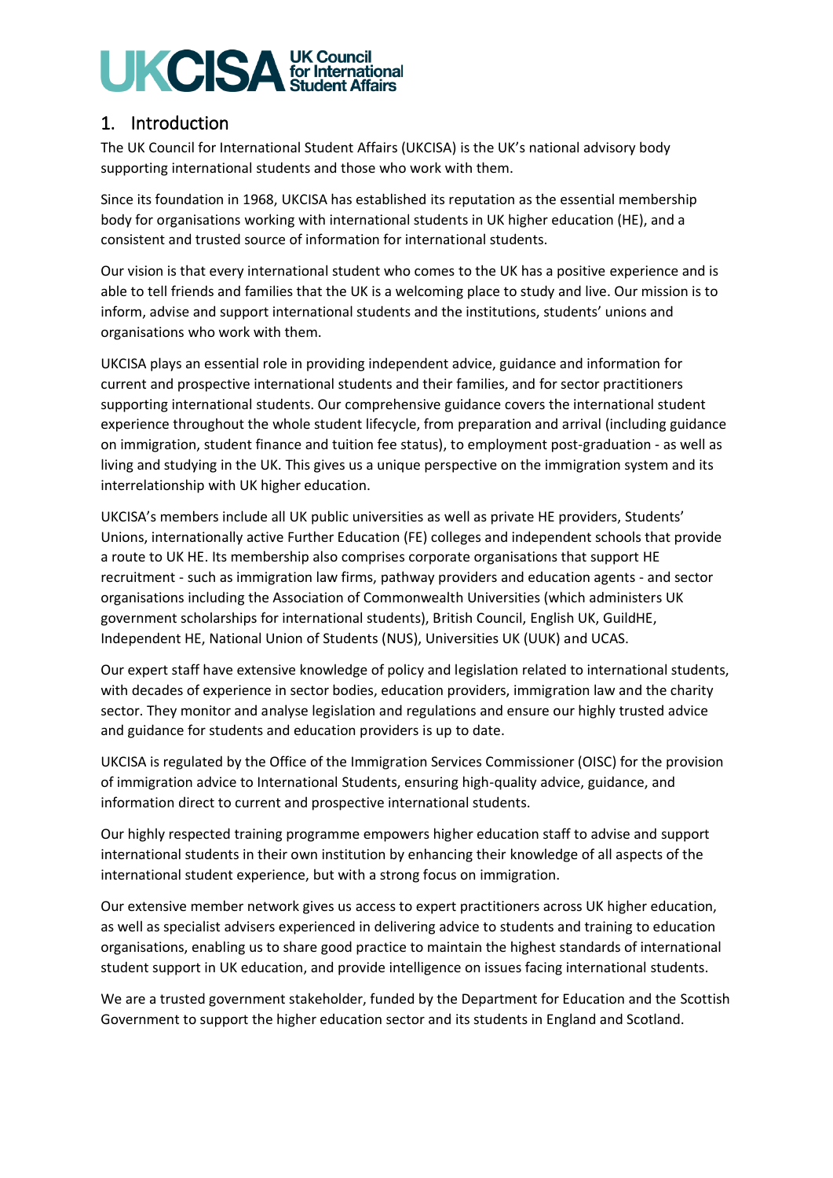# 1. Introduction

The UK Council for International Student Affairs (UKCISA) is the UK's national advisory body supporting international students and those who work with them.

Since its foundation in 1968, UKCISA has established its reputation as the essential membership body for organisations working with international students in UK higher education (HE), and a consistent and trusted source of information for international students.

Our vision is that every international student who comes to the UK has a positive experience and is able to tell friends and families that the UK is a welcoming place to study and live. Our mission is to inform, advise and support international students and the institutions, students' unions and organisations who work with them.

UKCISA plays an essential role in providing independent advice, guidance and information for current and prospective international students and their families, and for sector practitioners supporting international students. Our comprehensive guidance covers the international student experience throughout the whole student lifecycle, from preparation and arrival (including guidance on immigration, student finance and tuition fee status), to employment post-graduation - as well as living and studying in the UK. This gives us a unique perspective on the immigration system and its interrelationship with UK higher education.

UKCISA's members include all UK public universities as well as private HE providers, Students' Unions, internationally active Further Education (FE) colleges and independent schools that provide a route to UK HE. Its membership also comprises corporate organisations that support HE recruitment - such as immigration law firms, pathway providers and education agents - and sector organisations including the Association of Commonwealth Universities (which administers UK government scholarships for international students), British Council, English UK, GuildHE, Independent HE, National Union of Students (NUS), Universities UK (UUK) and UCAS.

Our expert staff have extensive knowledge of policy and legislation related to international students, with decades of experience in sector bodies, education providers, immigration law and the charity sector. They monitor and analyse legislation and regulations and ensure our highly trusted advice and guidance for students and education providers is up to date.

UKCISA is regulated by the Office of the Immigration Services Commissioner (OISC) for the provision of immigration advice to International Students, ensuring high-quality advice, guidance, and information direct to current and prospective international students.

Our highly respected training programme empowers higher education staff to advise and support international students in their own institution by enhancing their knowledge of all aspects of the international student experience, but with a strong focus on immigration.

Our extensive member network gives us access to expert practitioners across UK higher education, as well as specialist advisers experienced in delivering advice to students and training to education organisations, enabling us to share good practice to maintain the highest standards of international student support in UK education, and provide intelligence on issues facing international students.

We are a trusted government stakeholder, funded by the Department for Education and the Scottish Government to support the higher education sector and its students in England and Scotland.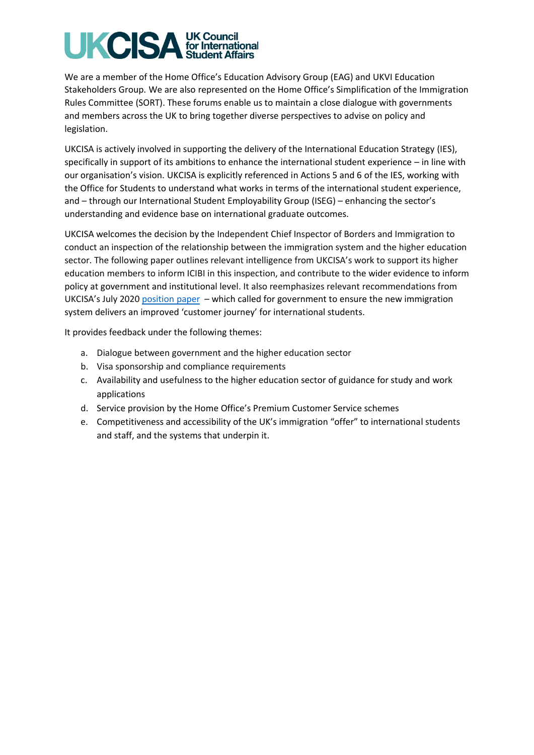We are a member of the Home Office's Education Advisory Group (EAG) and UKVI Education Stakeholders Group. We are also represented on the Home Office's Simplification of the Immigration Rules Committee (SORT). These forums enable us to maintain a close dialogue with governments and members across the UK to bring together diverse perspectives to advise on policy and legislation.

UKCISA is actively involved in supporting the delivery of the International Education Strategy (IES), specifically in support of its ambitions to enhance the international student experience – in line with our organisation's vision. UKCISA is explicitly referenced in Actions 5 and 6 of the IES, working with the Office for Students to understand what works in terms of the international student experience, and – through our International Student Employability Group (ISEG) – enhancing the sector's understanding and evidence base on international graduate outcomes.

UKCISA welcomes the decision by the Independent Chief Inspector of Borders and Immigration to conduct an inspection of the relationship between the immigration system and the higher education sector. The following paper outlines relevant intelligence from UKCISA's work to support its higher education members to inform ICIBI in this inspection, and contribute to the wider evidence to inform policy at government and institutional level. It also reemphasizes relevant recommendations from UKCISA's July 2020 position paper – which called for government to ensure the new immigration system delivers an improved 'customer journey' for international students.

It provides feedback under the following themes:

a. Dialogue between government and the higher education sector
b. Visa sponsorship and compliance requirements
c. Availability and usefulness to the higher education sector of guidance for study and work applications
d. Service provision by the Home Office's Premium Customer Service schemes
e. Competitiveness and accessibility of the UK's immigration "offer" to international students and staff, and the systems that underpin it.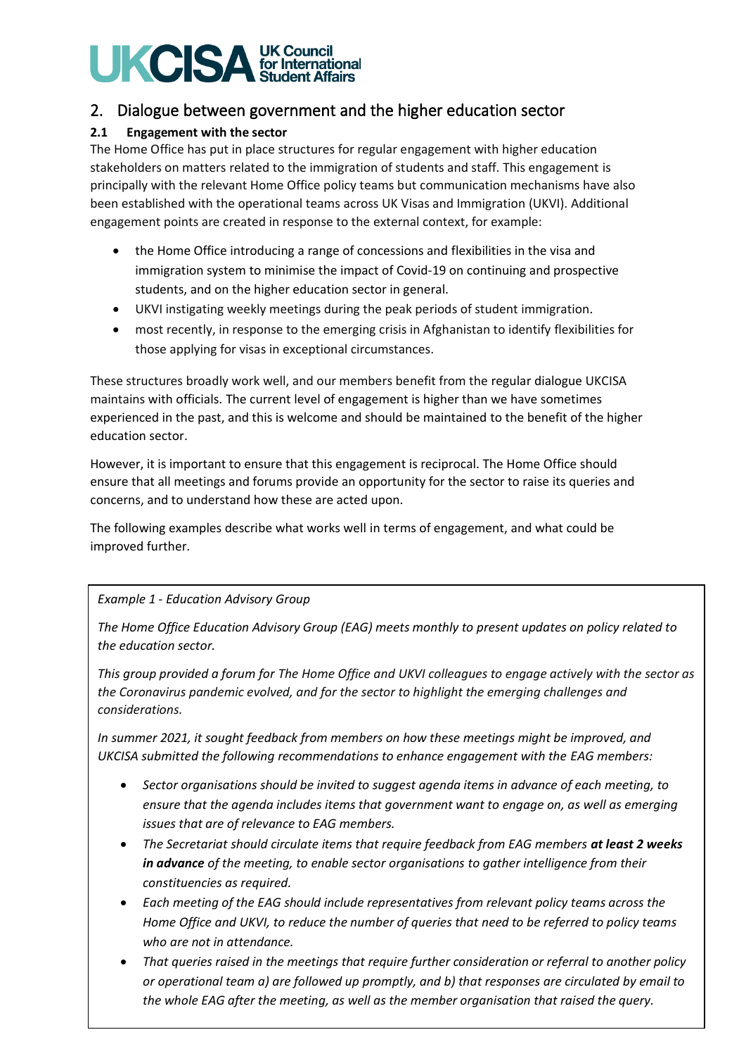## 2. Dialogue between government and the higher education sector

### 2.1 Engagement with the sector

The Home Office has put in place structures for regular engagement with higher education stakeholders on matters related to the immigration of students and staff. This engagement is principally with the relevant Home Office policy teams but communication mechanisms have also been established with the operational teams across UK Visas and Immigration (UKVI). Additional engagement points are created in response to the external context, for example:

- the Home Office introducing a range of concessions and flexibilities in the visa and immigration system to minimise the impact of Covid-19 on continuing and prospective students, and on the higher education sector in general.
- UKVI instigating weekly meetings during the peak periods of student immigration.
- most recently, in response to the emerging crisis in Afghanistan to identify flexibilities for those applying for visas in exceptional circumstances.

These structures broadly work well, and our members benefit from the regular dialogue UKCISA maintains with officials. The current level of engagement is higher than we have sometimes experienced in the past, and this is welcome and should be maintained to the benefit of the higher education sector.

However, it is important to ensure that this engagement is reciprocal. The Home Office should ensure that all meetings and forums provide an opportunity for the sector to raise its queries and concerns, and to understand how these are acted upon.

The following examples describe what works well in terms of engagement, and what could be improved further.

*Example 1 - Education Advisory Group*

*The Home Office Education Advisory Group (EAG) meets monthly to present updates on policy related to the education sector.*

*This group provided a forum for The Home Office and UKVI colleagues to engage actively with the sector as the Coronavirus pandemic evolved, and for the sector to highlight the emerging challenges and considerations.*

*In summer 2021, it sought feedback from members on how these meetings might be improved, and UKCISA submitted the following recommendations to enhance engagement with the EAG members:*

- *Sector organisations should be invited to suggest agenda items in advance of each meeting, to ensure that the agenda includes items that government want to engage on, as well as emerging issues that are of relevance to EAG members.*
- *The Secretariat should circulate items that require feedback from EAG members* ***at least 2 weeks in advance*** *of the meeting, to enable sector organisations to gather intelligence from their constituencies as required.*
- *Each meeting of the EAG should include representatives from relevant policy teams across the Home Office and UKVI, to reduce the number of queries that need to be referred to policy teams who are not in attendance.*
- *That queries raised in the meetings that require further consideration or referral to another policy or operational team a) are followed up promptly, and b) that responses are circulated by email to the whole EAG after the meeting, as well as the member organisation that raised the query.*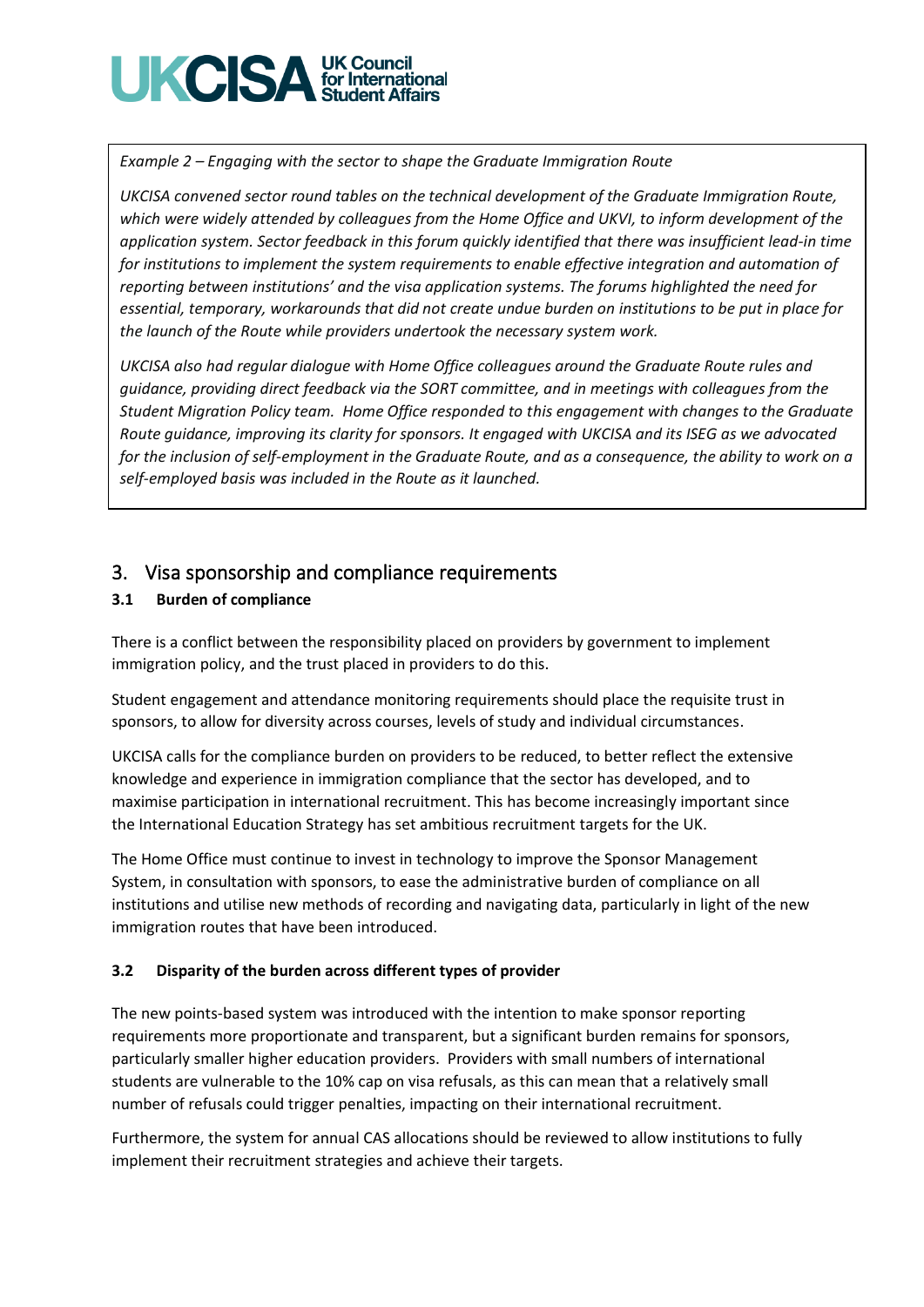*Example 2 – Engaging with the sector to shape the Graduate Immigration Route*

*UKCISA convened sector round tables on the technical development of the Graduate Immigration Route, which were widely attended by colleagues from the Home Office and UKVI, to inform development of the application system. Sector feedback in this forum quickly identified that there was insufficient lead-in time for institutions to implement the system requirements to enable effective integration and automation of reporting between institutions' and the visa application systems. The forums highlighted the need for essential, temporary, workarounds that did not create undue burden on institutions to be put in place for the launch of the Route while providers undertook the necessary system work.*

*UKCISA also had regular dialogue with Home Office colleagues around the Graduate Route rules and guidance, providing direct feedback via the SORT committee, and in meetings with colleagues from the Student Migration Policy team. Home Office responded to this engagement with changes to the Graduate Route guidance, improving its clarity for sponsors. It engaged with UKCISA and its ISEG as we advocated for the inclusion of self-employment in the Graduate Route, and as a consequence, the ability to work on a self-employed basis was included in the Route as it launched.*

## 3. Visa sponsorship and compliance requirements

### 3.1 Burden of compliance

There is a conflict between the responsibility placed on providers by government to implement immigration policy, and the trust placed in providers to do this.

Student engagement and attendance monitoring requirements should place the requisite trust in sponsors, to allow for diversity across courses, levels of study and individual circumstances.

UKCISA calls for the compliance burden on providers to be reduced, to better reflect the extensive knowledge and experience in immigration compliance that the sector has developed, and to maximise participation in international recruitment. This has become increasingly important since the International Education Strategy has set ambitious recruitment targets for the UK.

The Home Office must continue to invest in technology to improve the Sponsor Management System, in consultation with sponsors, to ease the administrative burden of compliance on all institutions and utilise new methods of recording and navigating data, particularly in light of the new immigration routes that have been introduced.

### 3.2 Disparity of the burden across different types of provider

The new points-based system was introduced with the intention to make sponsor reporting requirements more proportionate and transparent, but a significant burden remains for sponsors, particularly smaller higher education providers. Providers with small numbers of international students are vulnerable to the 10% cap on visa refusals, as this can mean that a relatively small number of refusals could trigger penalties, impacting on their international recruitment.

Furthermore, the system for annual CAS allocations should be reviewed to allow institutions to fully implement their recruitment strategies and achieve their targets.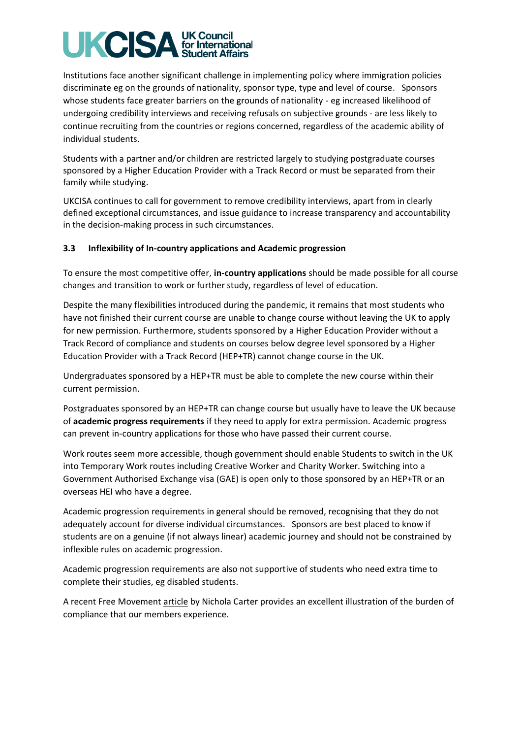Institutions face another significant challenge in implementing policy where immigration policies discriminate eg on the grounds of nationality, sponsor type, type and level of course. Sponsors whose students face greater barriers on the grounds of nationality - eg increased likelihood of undergoing credibility interviews and receiving refusals on subjective grounds - are less likely to continue recruiting from the countries or regions concerned, regardless of the academic ability of individual students.

Students with a partner and/or children are restricted largely to studying postgraduate courses sponsored by a Higher Education Provider with a Track Record or must be separated from their family while studying.

UKCISA continues to call for government to remove credibility interviews, apart from in clearly defined exceptional circumstances, and issue guidance to increase transparency and accountability in the decision-making process in such circumstances.

### 3.3 Inflexibility of In-country applications and Academic progression

To ensure the most competitive offer, **in-country applications** should be made possible for all course changes and transition to work or further study, regardless of level of education.

Despite the many flexibilities introduced during the pandemic, it remains that most students who have not finished their current course are unable to change course without leaving the UK to apply for new permission. Furthermore, students sponsored by a Higher Education Provider without a Track Record of compliance and students on courses below degree level sponsored by a Higher Education Provider with a Track Record (HEP+TR) cannot change course in the UK.

Undergraduates sponsored by a HEP+TR must be able to complete the new course within their current permission.

Postgraduates sponsored by an HEP+TR can change course but usually have to leave the UK because of **academic progress requirements** if they need to apply for extra permission. Academic progress can prevent in-country applications for those who have passed their current course.

Work routes seem more accessible, though government should enable Students to switch in the UK into Temporary Work routes including Creative Worker and Charity Worker. Switching into a Government Authorised Exchange visa (GAE) is open only to those sponsored by an HEP+TR or an overseas HEI who have a degree.

Academic progression requirements in general should be removed, recognising that they do not adequately account for diverse individual circumstances. Sponsors are best placed to know if students are on a genuine (if not always linear) academic journey and should not be constrained by inflexible rules on academic progression.

Academic progression requirements are also not supportive of students who need extra time to complete their studies, eg disabled students.

A recent Free Movement article by Nichola Carter provides an excellent illustration of the burden of compliance that our members experience.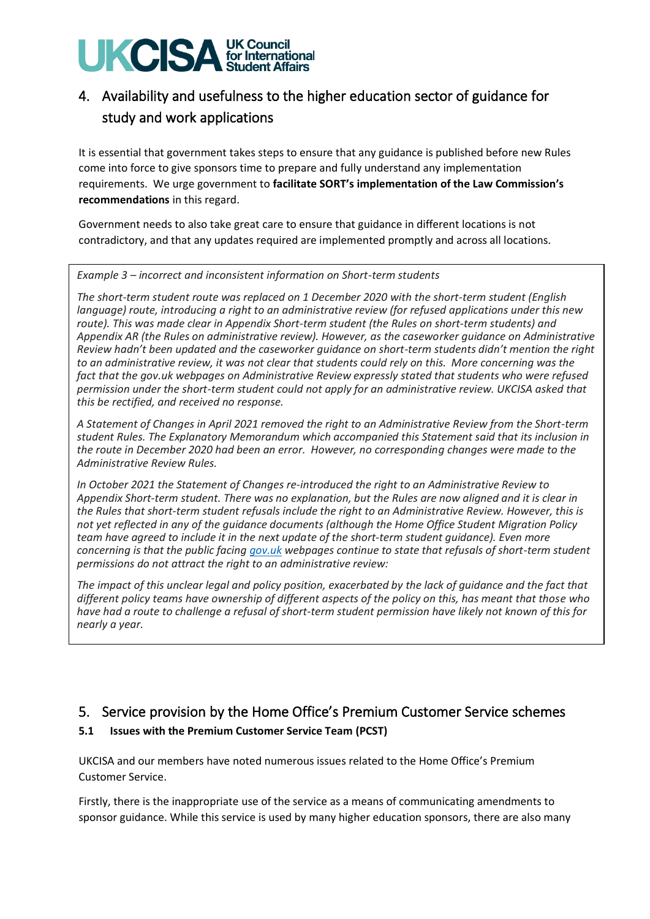## 4. Availability and usefulness to the higher education sector of guidance for study and work applications

It is essential that government takes steps to ensure that any guidance is published before new Rules come into force to give sponsors time to prepare and fully understand any implementation requirements. We urge government to **facilitate SORT's implementation of the Law Commission's recommendations** in this regard.

Government needs to also take great care to ensure that guidance in different locations is not contradictory, and that any updates required are implemented promptly and across all locations.

> *Example 3 – incorrect and inconsistent information on Short-term students*
>
> *The short-term student route was replaced on 1 December 2020 with the short-term student (English language) route, introducing a right to an administrative review (for refused applications under this new route). This was made clear in Appendix Short-term student (the Rules on short-term students) and Appendix AR (the Rules on administrative review). However, as the caseworker guidance on Administrative Review hadn't been updated and the caseworker guidance on short-term students didn't mention the right to an administrative review, it was not clear that students could rely on this. More concerning was the fact that the gov.uk webpages on Administrative Review expressly stated that students who were refused permission under the short-term student could not apply for an administrative review. UKCISA asked that this be rectified, and received no response.*
>
> *A Statement of Changes in April 2021 removed the right to an Administrative Review from the Short-term student Rules. The Explanatory Memorandum which accompanied this Statement said that its inclusion in the route in December 2020 had been an error. However, no corresponding changes were made to the Administrative Review Rules.*
>
> *In October 2021 the Statement of Changes re-introduced the right to an Administrative Review to Appendix Short-term student. There was no explanation, but the Rules are now aligned and it is clear in the Rules that short-term student refusals include the right to an Administrative Review. However, this is not yet reflected in any of the guidance documents (although the Home Office Student Migration Policy team have agreed to include it in the next update of the short-term student guidance). Even more concerning is that the public facing [gov.uk]() webpages continue to state that refusals of short-term student permissions do not attract the right to an administrative review:*
>
> *The impact of this unclear legal and policy position, exacerbated by the lack of guidance and the fact that different policy teams have ownership of different aspects of the policy on this, has meant that those who have had a route to challenge a refusal of short-term student permission have likely not known of this for nearly a year.*

## 5. Service provision by the Home Office's Premium Customer Service schemes

### 5.1 Issues with the Premium Customer Service Team (PCST)

UKCISA and our members have noted numerous issues related to the Home Office's Premium Customer Service.

Firstly, there is the inappropriate use of the service as a means of communicating amendments to sponsor guidance. While this service is used by many higher education sponsors, there are also many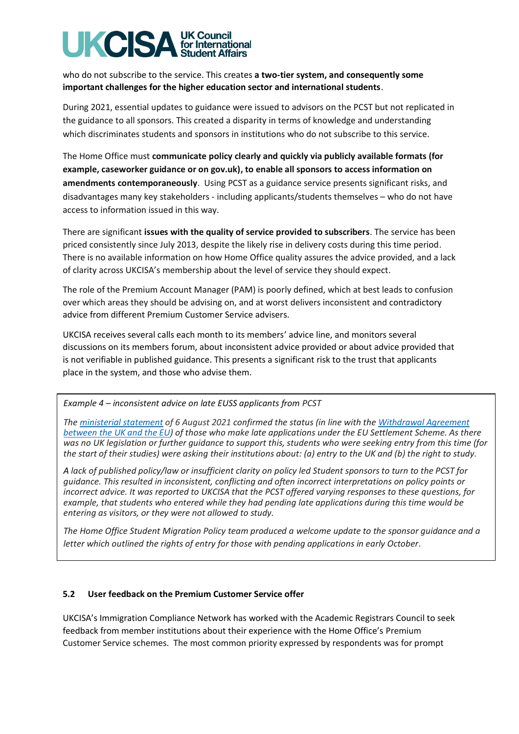who do not subscribe to the service. This creates **a two-tier system, and consequently some important challenges for the higher education sector and international students**.

During 2021, essential updates to guidance were issued to advisors on the PCST but not replicated in the guidance to all sponsors. This created a disparity in terms of knowledge and understanding which discriminates students and sponsors in institutions who do not subscribe to this service.

The Home Office must **communicate policy clearly and quickly via publicly available formats (for example, caseworker guidance or on gov.uk), to enable all sponsors to access information on amendments contemporaneously**. Using PCST as a guidance service presents significant risks, and disadvantages many key stakeholders - including applicants/students themselves – who do not have access to information issued in this way.

There are significant **issues with the quality of service provided to subscribers**. The service has been priced consistently since July 2013, despite the likely rise in delivery costs during this time period. There is no available information on how Home Office quality assures the advice provided, and a lack of clarity across UKCISA's membership about the level of service they should expect.

The role of the Premium Account Manager (PAM) is poorly defined, which at best leads to confusion over which areas they should be advising on, and at worst delivers inconsistent and contradictory advice from different Premium Customer Service advisers.

UKCISA receives several calls each month to its members' advice line, and monitors several discussions on its members forum, about inconsistent advice provided or about advice provided that is not verifiable in published guidance. This presents a significant risk to the trust that applicants place in the system, and those who advise them.

> *Example 4 – inconsistent advice on late EUSS applicants from PCST*
>
> *The ministerial statement of 6 August 2021 confirmed the status (in line with the Withdrawal Agreement between the UK and the EU) of those who make late applications under the EU Settlement Scheme. As there was no UK legislation or further guidance to support this, students who were seeking entry from this time (for the start of their studies) were asking their institutions about: (a) entry to the UK and (b) the right to study.*
>
> *A lack of published policy/law or insufficient clarity on policy led Student sponsors to turn to the PCST for guidance. This resulted in inconsistent, conflicting and often incorrect interpretations on policy points or incorrect advice. It was reported to UKCISA that the PCST offered varying responses to these questions, for example, that students who entered while they had pending late applications during this time would be entering as visitors, or they were not allowed to study.*
>
> *The Home Office Student Migration Policy team produced a welcome update to the sponsor guidance and a letter which outlined the rights of entry for those with pending applications in early October.*

### 5.2 User feedback on the Premium Customer Service offer

UKCISA's Immigration Compliance Network has worked with the Academic Registrars Council to seek feedback from member institutions about their experience with the Home Office's Premium Customer Service schemes. The most common priority expressed by respondents was for prompt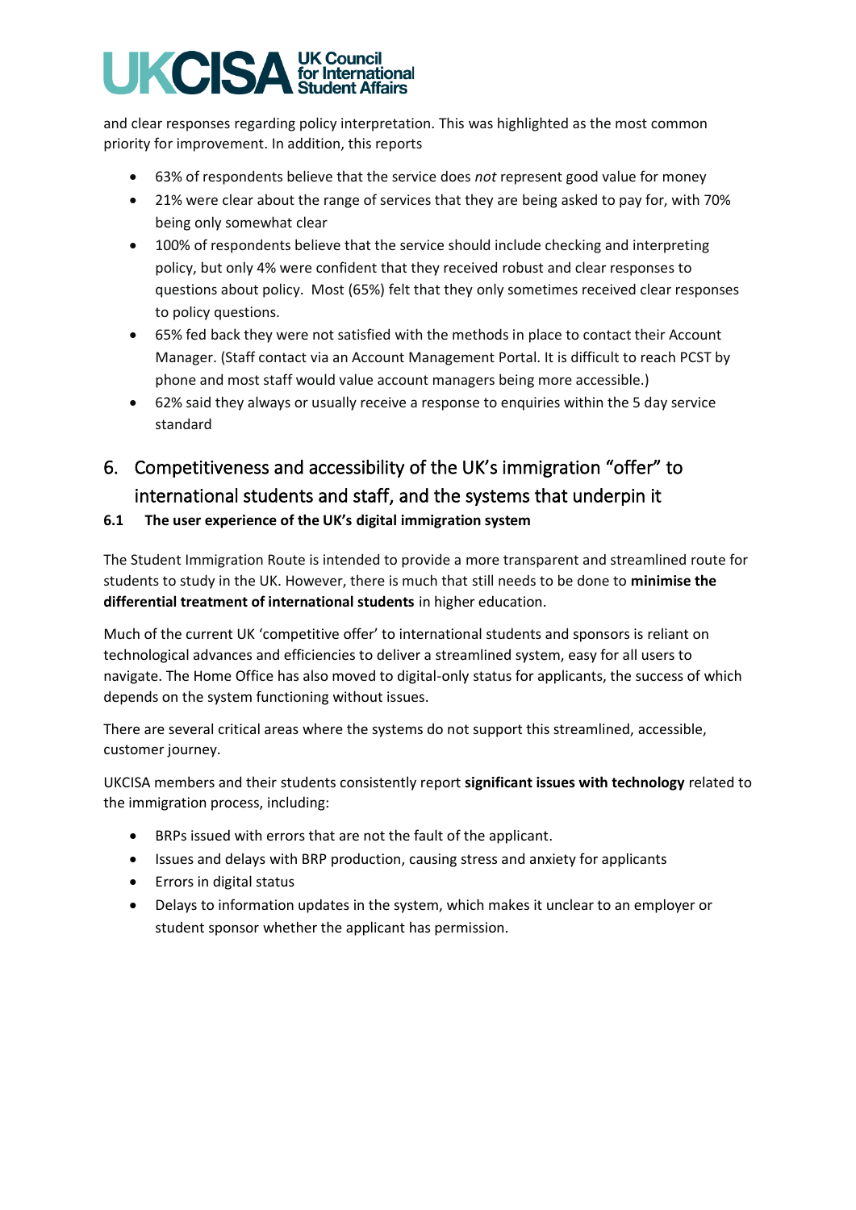and clear responses regarding policy interpretation. This was highlighted as the most common priority for improvement. In addition, this reports

- 63% of respondents believe that the service does *not* represent good value for money
- 21% were clear about the range of services that they are being asked to pay for, with 70% being only somewhat clear
- 100% of respondents believe that the service should include checking and interpreting policy, but only 4% were confident that they received robust and clear responses to questions about policy. Most (65%) felt that they only sometimes received clear responses to policy questions.
- 65% fed back they were not satisfied with the methods in place to contact their Account Manager. (Staff contact via an Account Management Portal. It is difficult to reach PCST by phone and most staff would value account managers being more accessible.)
- 62% said they always or usually receive a response to enquiries within the 5 day service standard

## 6. Competitiveness and accessibility of the UK's immigration "offer" to international students and staff, and the systems that underpin it

### 6.1 The user experience of the UK's digital immigration system

The Student Immigration Route is intended to provide a more transparent and streamlined route for students to study in the UK. However, there is much that still needs to be done to **minimise the differential treatment of international students** in higher education.

Much of the current UK 'competitive offer' to international students and sponsors is reliant on technological advances and efficiencies to deliver a streamlined system, easy for all users to navigate. The Home Office has also moved to digital-only status for applicants, the success of which depends on the system functioning without issues.

There are several critical areas where the systems do not support this streamlined, accessible, customer journey.

UKCISA members and their students consistently report **significant issues with technology** related to the immigration process, including:

- BRPs issued with errors that are not the fault of the applicant.
- Issues and delays with BRP production, causing stress and anxiety for applicants
- Errors in digital status
- Delays to information updates in the system, which makes it unclear to an employer or student sponsor whether the applicant has permission.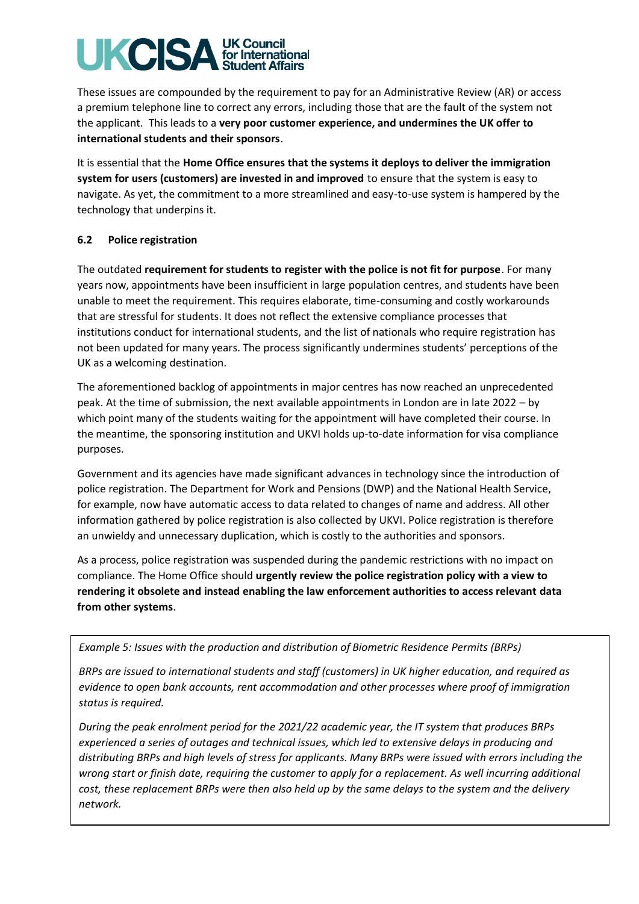These issues are compounded by the requirement to pay for an Administrative Review (AR) or access a premium telephone line to correct any errors, including those that are the fault of the system not the applicant. This leads to a **very poor customer experience, and undermines the UK offer to international students and their sponsors**.

It is essential that the **Home Office ensures that the systems it deploys to deliver the immigration system for users (customers) are invested in and improved** to ensure that the system is easy to navigate. As yet, the commitment to a more streamlined and easy-to-use system is hampered by the technology that underpins it.

### 6.2 Police registration

The outdated **requirement for students to register with the police is not fit for purpose**. For many years now, appointments have been insufficient in large population centres, and students have been unable to meet the requirement. This requires elaborate, time-consuming and costly workarounds that are stressful for students. It does not reflect the extensive compliance processes that institutions conduct for international students, and the list of nationals who require registration has not been updated for many years. The process significantly undermines students' perceptions of the UK as a welcoming destination.

The aforementioned backlog of appointments in major centres has now reached an unprecedented peak. At the time of submission, the next available appointments in London are in late 2022 – by which point many of the students waiting for the appointment will have completed their course. In the meantime, the sponsoring institution and UKVI holds up-to-date information for visa compliance purposes.

Government and its agencies have made significant advances in technology since the introduction of police registration. The Department for Work and Pensions (DWP) and the National Health Service, for example, now have automatic access to data related to changes of name and address. All other information gathered by police registration is also collected by UKVI. Police registration is therefore an unwieldy and unnecessary duplication, which is costly to the authorities and sponsors.

As a process, police registration was suspended during the pandemic restrictions with no impact on compliance. The Home Office should **urgently review the police registration policy with a view to rendering it obsolete and instead enabling the law enforcement authorities to access relevant data from other systems**.

> *Example 5: Issues with the production and distribution of Biometric Residence Permits (BRPs)*
>
> *BRPs are issued to international students and staff (customers) in UK higher education, and required as evidence to open bank accounts, rent accommodation and other processes where proof of immigration status is required.*
>
> *During the peak enrolment period for the 2021/22 academic year, the IT system that produces BRPs experienced a series of outages and technical issues, which led to extensive delays in producing and distributing BRPs and high levels of stress for applicants. Many BRPs were issued with errors including the wrong start or finish date, requiring the customer to apply for a replacement. As well incurring additional cost, these replacement BRPs were then also held up by the same delays to the system and the delivery network.*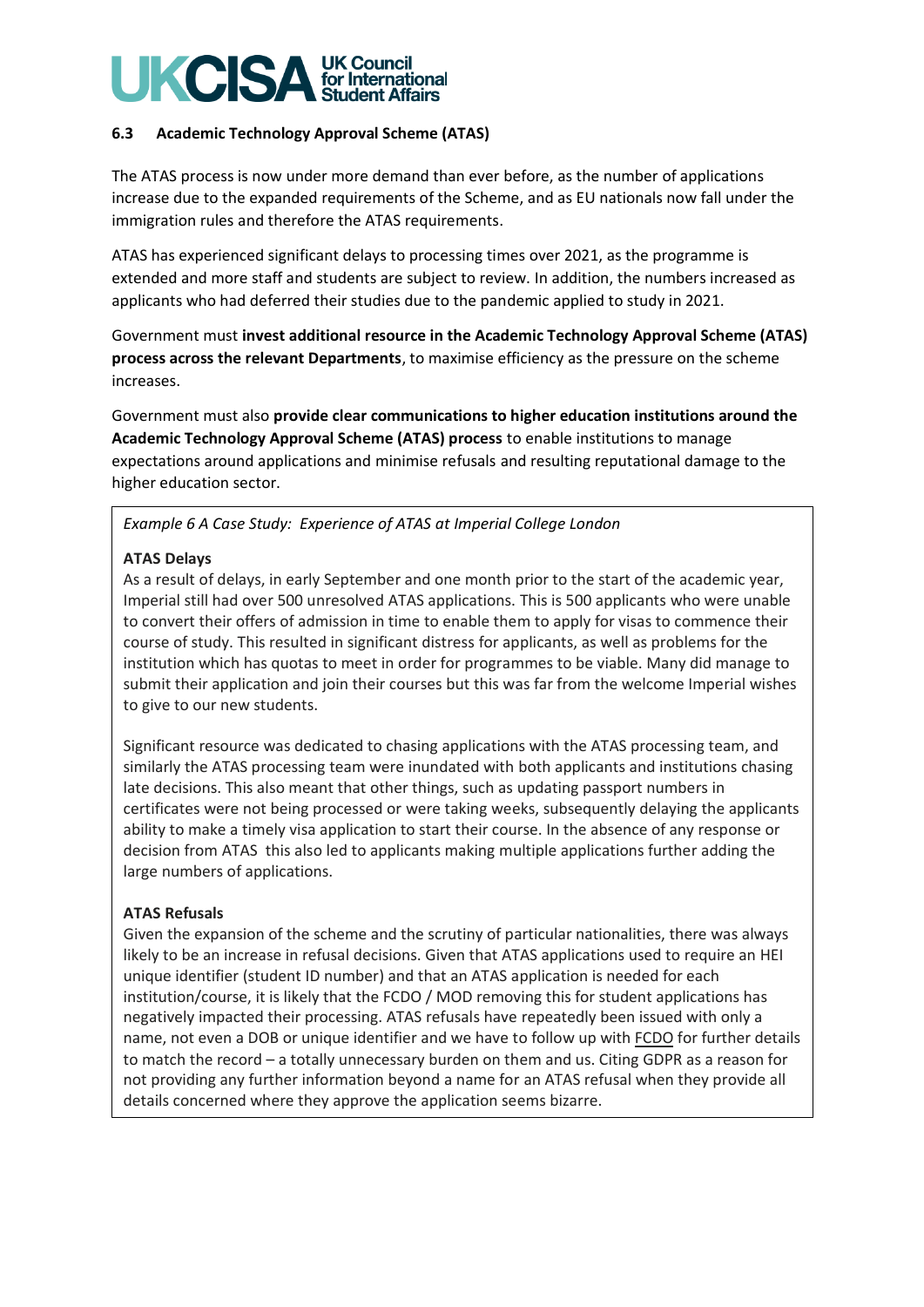### 6.3 Academic Technology Approval Scheme (ATAS)

The ATAS process is now under more demand than ever before, as the number of applications increase due to the expanded requirements of the Scheme, and as EU nationals now fall under the immigration rules and therefore the ATAS requirements.

ATAS has experienced significant delays to processing times over 2021, as the programme is extended and more staff and students are subject to review. In addition, the numbers increased as applicants who had deferred their studies due to the pandemic applied to study in 2021.

Government must **invest additional resource in the Academic Technology Approval Scheme (ATAS) process across the relevant Departments**, to maximise efficiency as the pressure on the scheme increases.

Government must also **provide clear communications to higher education institutions around the Academic Technology Approval Scheme (ATAS) process** to enable institutions to manage expectations around applications and minimise refusals and resulting reputational damage to the higher education sector.

*Example 6 A Case Study: Experience of ATAS at Imperial College London*

**ATAS Delays**

As a result of delays, in early September and one month prior to the start of the academic year, Imperial still had over 500 unresolved ATAS applications. This is 500 applicants who were unable to convert their offers of admission in time to enable them to apply for visas to commence their course of study. This resulted in significant distress for applicants, as well as problems for the institution which has quotas to meet in order for programmes to be viable. Many did manage to submit their application and join their courses but this was far from the welcome Imperial wishes to give to our new students.

Significant resource was dedicated to chasing applications with the ATAS processing team, and similarly the ATAS processing team were inundated with both applicants and institutions chasing late decisions. This also meant that other things, such as updating passport numbers in certificates were not being processed or were taking weeks, subsequently delaying the applicants ability to make a timely visa application to start their course. In the absence of any response or decision from ATAS this also led to applicants making multiple applications further adding the large numbers of applications.

**ATAS Refusals**

Given the expansion of the scheme and the scrutiny of particular nationalities, there was always likely to be an increase in refusal decisions. Given that ATAS applications used to require an HEI unique identifier (student ID number) and that an ATAS application is needed for each institution/course, it is likely that the FCDO / MOD removing this for student applications has negatively impacted their processing. ATAS refusals have repeatedly been issued with only a name, not even a DOB or unique identifier and we have to follow up with FCDO for further details to match the record – a totally unnecessary burden on them and us. Citing GDPR as a reason for not providing any further information beyond a name for an ATAS refusal when they provide all details concerned where they approve the application seems bizarre.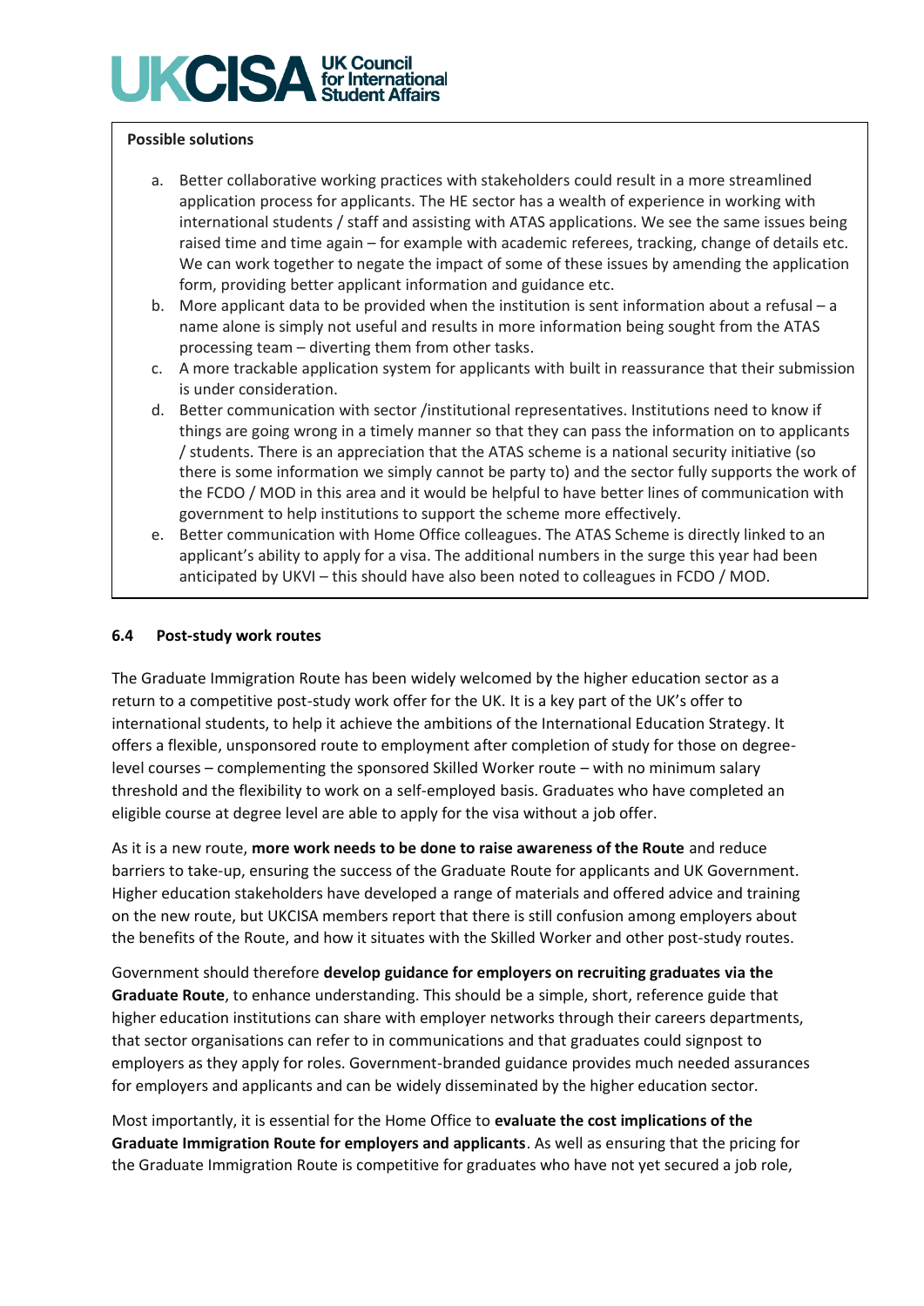**Possible solutions**

a. Better collaborative working practices with stakeholders could result in a more streamlined application process for applicants. The HE sector has a wealth of experience in working with international students / staff and assisting with ATAS applications. We see the same issues being raised time and time again – for example with academic referees, tracking, change of details etc. We can work together to negate the impact of some of these issues by amending the application form, providing better applicant information and guidance etc.
b. More applicant data to be provided when the institution is sent information about a refusal – a name alone is simply not useful and results in more information being sought from the ATAS processing team – diverting them from other tasks.
c. A more trackable application system for applicants with built in reassurance that their submission is under consideration.
d. Better communication with sector /institutional representatives. Institutions need to know if things are going wrong in a timely manner so that they can pass the information on to applicants / students. There is an appreciation that the ATAS scheme is a national security initiative (so there is some information we simply cannot be party to) and the sector fully supports the work of the FCDO / MOD in this area and it would be helpful to have better lines of communication with government to help institutions to support the scheme more effectively.
e. Better communication with Home Office colleagues. The ATAS Scheme is directly linked to an applicant's ability to apply for a visa. The additional numbers in the surge this year had been anticipated by UKVI – this should have also been noted to colleagues in FCDO / MOD.

### 6.4 Post-study work routes

The Graduate Immigration Route has been widely welcomed by the higher education sector as a return to a competitive post-study work offer for the UK. It is a key part of the UK's offer to international students, to help it achieve the ambitions of the International Education Strategy. It offers a flexible, unsponsored route to employment after completion of study for those on degree-level courses – complementing the sponsored Skilled Worker route – with no minimum salary threshold and the flexibility to work on a self-employed basis. Graduates who have completed an eligible course at degree level are able to apply for the visa without a job offer.

As it is a new route, **more work needs to be done to raise awareness of the Route** and reduce barriers to take-up, ensuring the success of the Graduate Route for applicants and UK Government. Higher education stakeholders have developed a range of materials and offered advice and training on the new route, but UKCISA members report that there is still confusion among employers about the benefits of the Route, and how it situates with the Skilled Worker and other post-study routes.

Government should therefore **develop guidance for employers on recruiting graduates via the Graduate Route**, to enhance understanding. This should be a simple, short, reference guide that higher education institutions can share with employer networks through their careers departments, that sector organisations can refer to in communications and that graduates could signpost to employers as they apply for roles. Government-branded guidance provides much needed assurances for employers and applicants and can be widely disseminated by the higher education sector.

Most importantly, it is essential for the Home Office to **evaluate the cost implications of the Graduate Immigration Route for employers and applicants**. As well as ensuring that the pricing for the Graduate Immigration Route is competitive for graduates who have not yet secured a job role,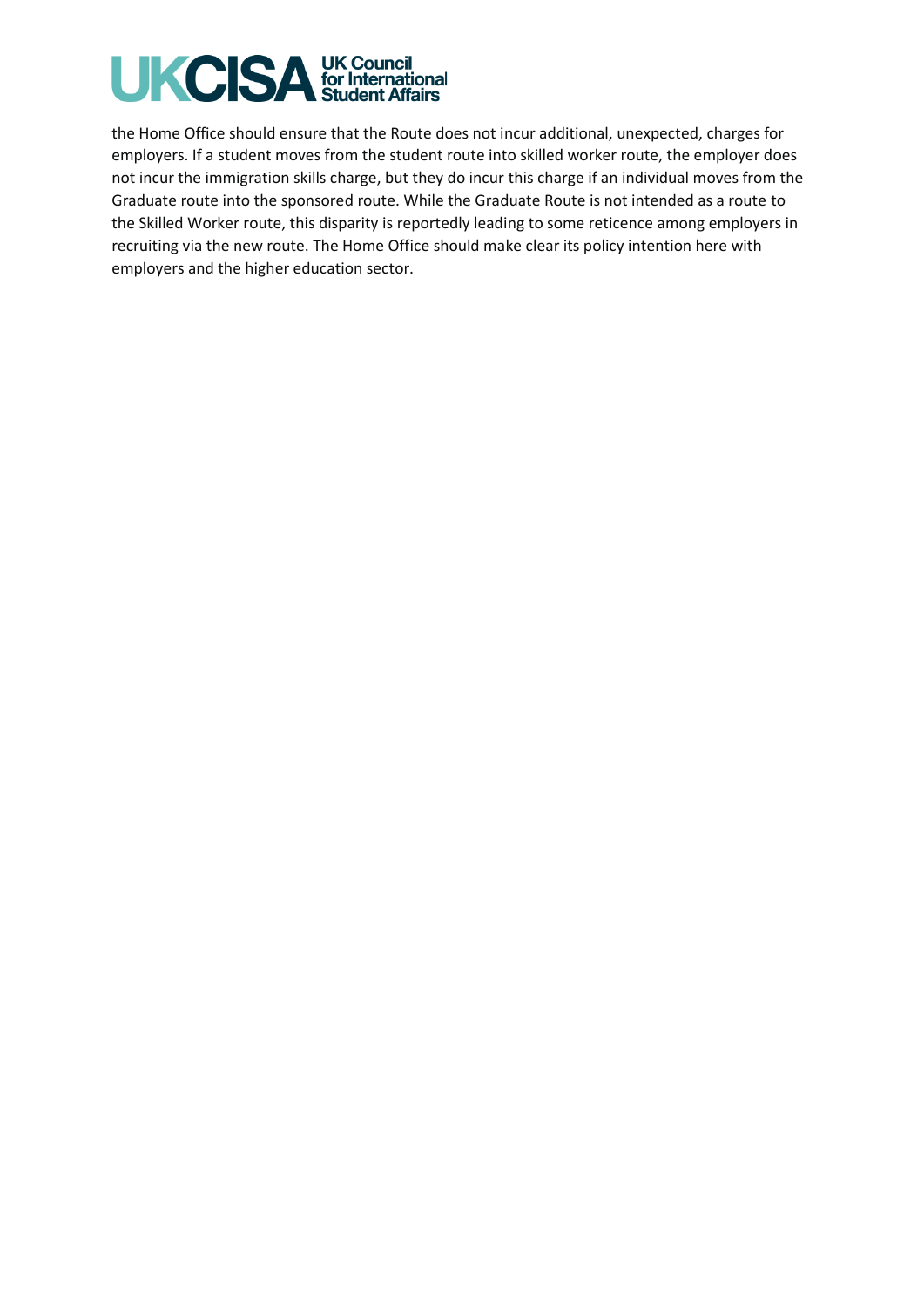the Home Office should ensure that the Route does not incur additional, unexpected, charges for employers. If a student moves from the student route into skilled worker route, the employer does not incur the immigration skills charge, but they do incur this charge if an individual moves from the Graduate route into the sponsored route. While the Graduate Route is not intended as a route to the Skilled Worker route, this disparity is reportedly leading to some reticence among employers in recruiting via the new route. The Home Office should make clear its policy intention here with employers and the higher education sector.